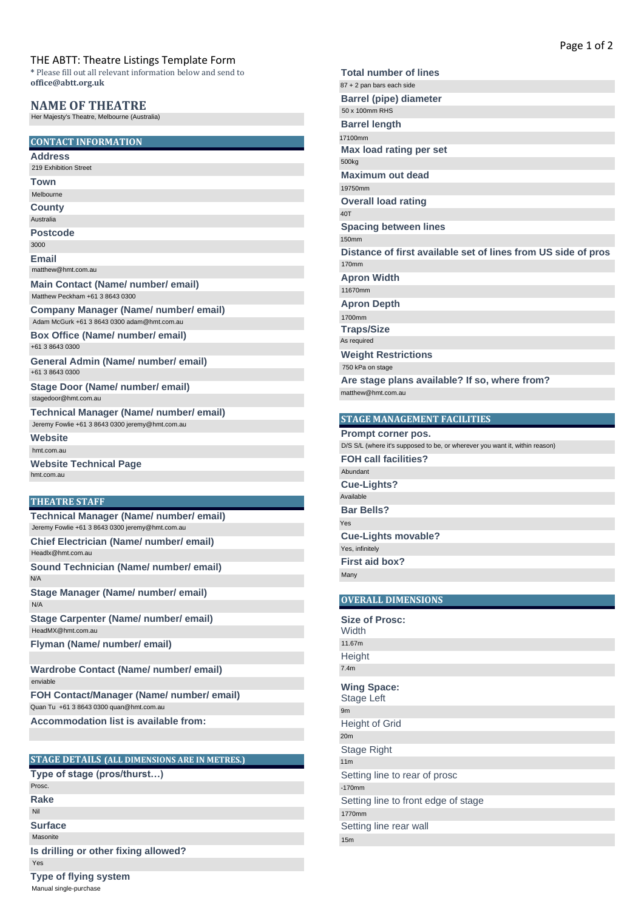THE ABTT: Theatre Listings Template Form

\* Please fill out all relevant information below and send to **office@abtt.org.uk**

## NAME OF THEATRE

Her Majesty's Theatre, Melbourne (Australia)

## CONTACT INFORMATION

**Address**
219 Exhibition Street

**Town**
Melbourne

**County**
Australia

**Postcode**
3000

**Email**
matthew@hmt.com.au

**Main Contact (Name/ number/ email)**
Matthew Peckham +61 3 8643 0300

**Company Manager (Name/ number/ email)**
Adam McGurk +61 3 8643 0300 adam@hmt.com.au

**Box Office (Name/ number/ email)**
+61 3 8643 0300

**General Admin (Name/ number/ email)**
+61 3 8643 0300

**Stage Door (Name/ number/ email)**
stagedoor@hmt.com.au

**Technical Manager (Name/ number/ email)**
Jeremy Fowlie +61 3 8643 0300 jeremy@hmt.com.au

**Website**
hmt.com.au

**Website Technical Page**
hmt.com.au

## THEATRE STAFF

**Technical Manager (Name/ number/ email)**
Jeremy Fowlie +61 3 8643 0300 jeremy@hmt.com.au

**Chief Electrician (Name/ number/ email)**
Headlx@hmt.com.au

**Sound Technician (Name/ number/ email)**
N/A

**Stage Manager (Name/ number/ email)**
N/A

**Stage Carpenter (Name/ number/ email)**
HeadMX@hmt.com.au

**Flyman (Name/ number/ email)**

**Wardrobe Contact (Name/ number/ email)**
enviable

**FOH Contact/Manager (Name/ number/ email)**
Quan Tu +61 3 8643 0300 quan@hmt.com.au

**Accommodation list is available from:**

## STAGE DETAILS (ALL DIMENSIONS ARE IN METRES.)

**Type of stage (pros/thrust…)**
Prosc.

**Rake**
Nil

**Surface**
Masonite

**Is drilling or other fixing allowed?**
Yes

**Type of flying system**
Manual single-purchase

**Total number of lines**
87 + 2 pan bars each side

**Barrel (pipe) diameter**
50 x 100mm RHS

**Barrel length**
17100mm

**Max load rating per set**
500kg

**Maximum out dead**
19750mm

**Overall load rating**
40T

**Spacing between lines**
150mm

**Distance of first available set of lines from US side of pros**
170mm

**Apron Width**
11670mm

**Apron Depth**
1700mm

**Traps/Size**
As required

**Weight Restrictions**
750 kPa on stage

**Are stage plans available? If so, where from?**
matthew@hmt.com.au

## STAGE MANAGEMENT FACILITIES

**Prompt corner pos.**
D/S S/L (where it's supposed to be, or wherever you want it, within reason)

**FOH call facilities?**
Abundant

**Cue-Lights?**
Available

**Bar Bells?**
Yes

**Cue-Lights movable?**
Yes, infinitely

**First aid box?**
Many

## OVERALL DIMENSIONS

**Size of Prosc:**

Width
11.67m

Height
7.4m

**Wing Space:**

Stage Left
9m

Height of Grid
20m

Stage Right
11m

Setting line to rear of prosc
-170mm

Setting line to front edge of stage
1770mm

Setting line rear wall
15m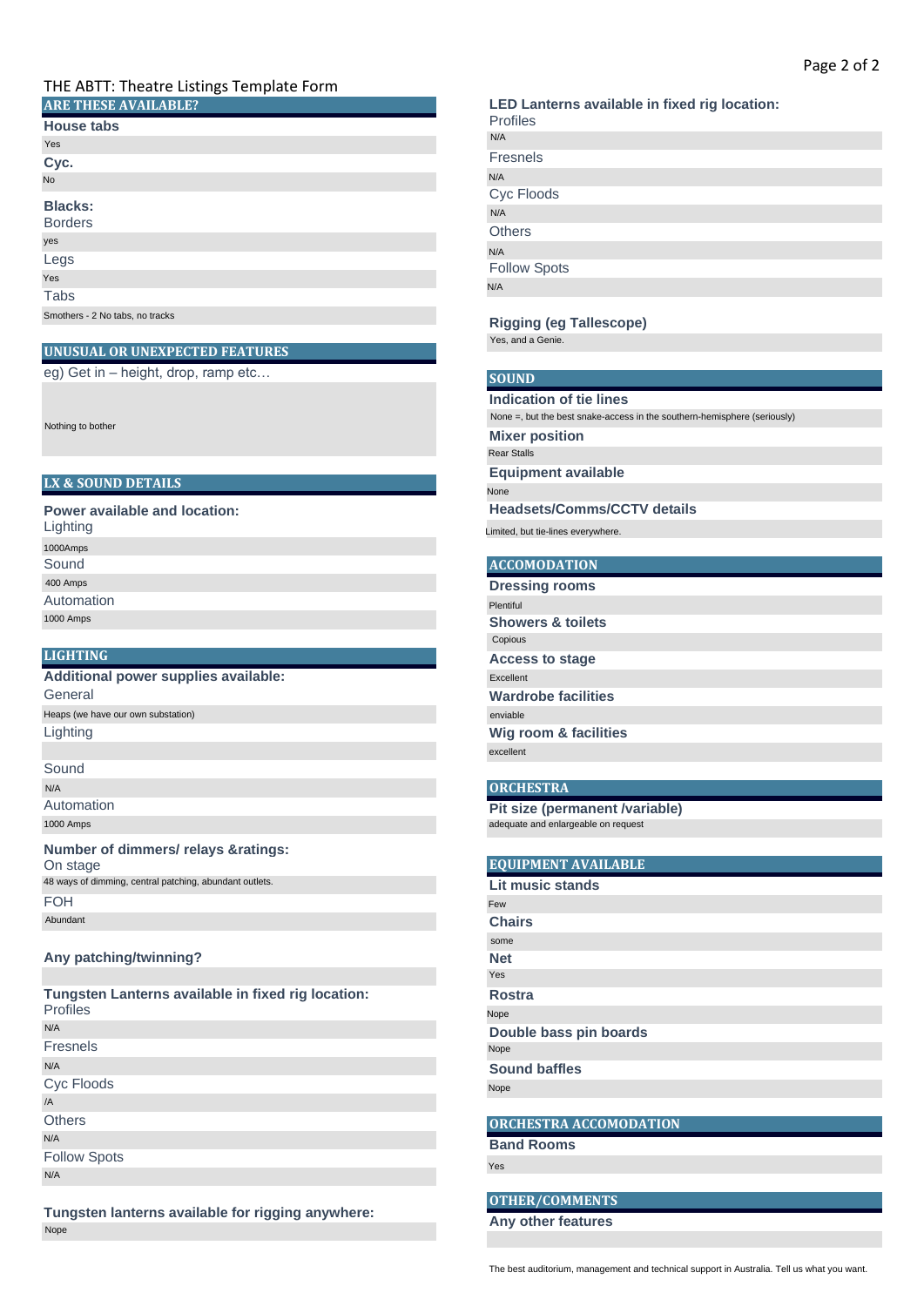THE ABTT: Theatre Listings Template Form

## ARE THESE AVAILABLE?

**House tabs**

Yes

**Cyc.**

No

**Blacks:**

Borders

yes

Legs

Yes

Tabs

Smothers - 2 No tabs, no tracks

## UNUSUAL OR UNEXPECTED FEATURES

eg) Get in – height, drop, ramp etc…

Nothing to bother

## LX & SOUND DETAILS

**Power available and location:**

Lighting

1000Amps

Sound

400 Amps

Automation

1000 Amps

## LIGHTING

**Additional power supplies available:**

General

Heaps (we have our own substation)

Lighting

Sound

N/A

Automation

1000 Amps

**Number of dimmers/ relays &ratings:**

On stage

48 ways of dimming, central patching, abundant outlets.

FOH

Abundant

**Any patching/twinning?**

**Tungsten Lanterns available in fixed rig location:**

Profiles

N/A

Fresnels

N/A

Cyc Floods

/A

Others

N/A

Follow Spots

N/A

**Tungsten lanterns available for rigging anywhere:**

Nope

**LED Lanterns available in fixed rig location:**

Profiles

N/A

Fresnels

N/A

Cyc Floods

N/A

Others

N/A

Follow Spots

N/A

**Rigging (eg Tallescope)**

Yes, and a Genie.

## SOUND

**Indication of tie lines**

None =, but the best snake-access in the southern-hemisphere (seriously)

**Mixer position**

Rear Stalls

**Equipment available**

None

**Headsets/Comms/CCTV details**

Limited, but tie-lines everywhere.

## ACCOMODATION

**Dressing rooms**

Plentiful

**Showers & toilets**

Copious

**Access to stage**

Excellent

**Wardrobe facilities**

enviable

**Wig room & facilities**

excellent

## ORCHESTRA

**Pit size (permanent /variable)**

adequate and enlargeable on request

## EQUIPMENT AVAILABLE

**Lit music stands**

Few

**Chairs**

some

**Net**

Yes

**Rostra**

Nope

**Double bass pin boards**

Nope

**Sound baffles**

Nope

## ORCHESTRA ACCOMODATION

**Band Rooms**

Yes

## OTHER/COMMENTS

**Any other features**

The best auditorium, management and technical support in Australia. Tell us what you want.